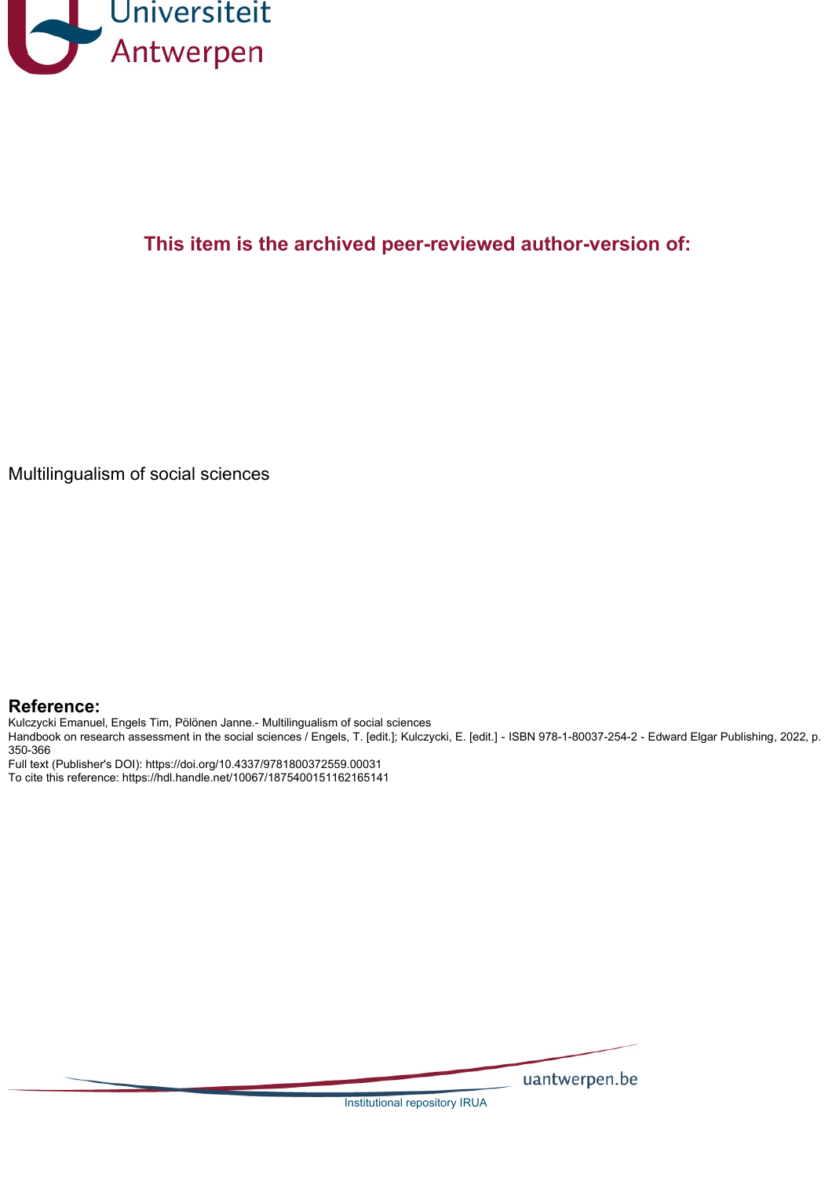**This item is the archived peer-reviewed author-version of:**

Multilingualism of social sciences

## Reference:

Kulczycki Emanuel, Engels Tim, Pölönen Janne.- Multilingualism of social sciences
Handbook on research assessment in the social sciences / Engels, T. [edit.]; Kulczycki, E. [edit.] - ISBN 978-1-80037-254-2 - Edward Elgar Publishing, 2022, p. 350-366
Full text (Publisher's DOI): https://doi.org/10.4337/9781800372559.00031
To cite this reference: https://hdl.handle.net/10067/1875400151162165141

Institutional repository IRUA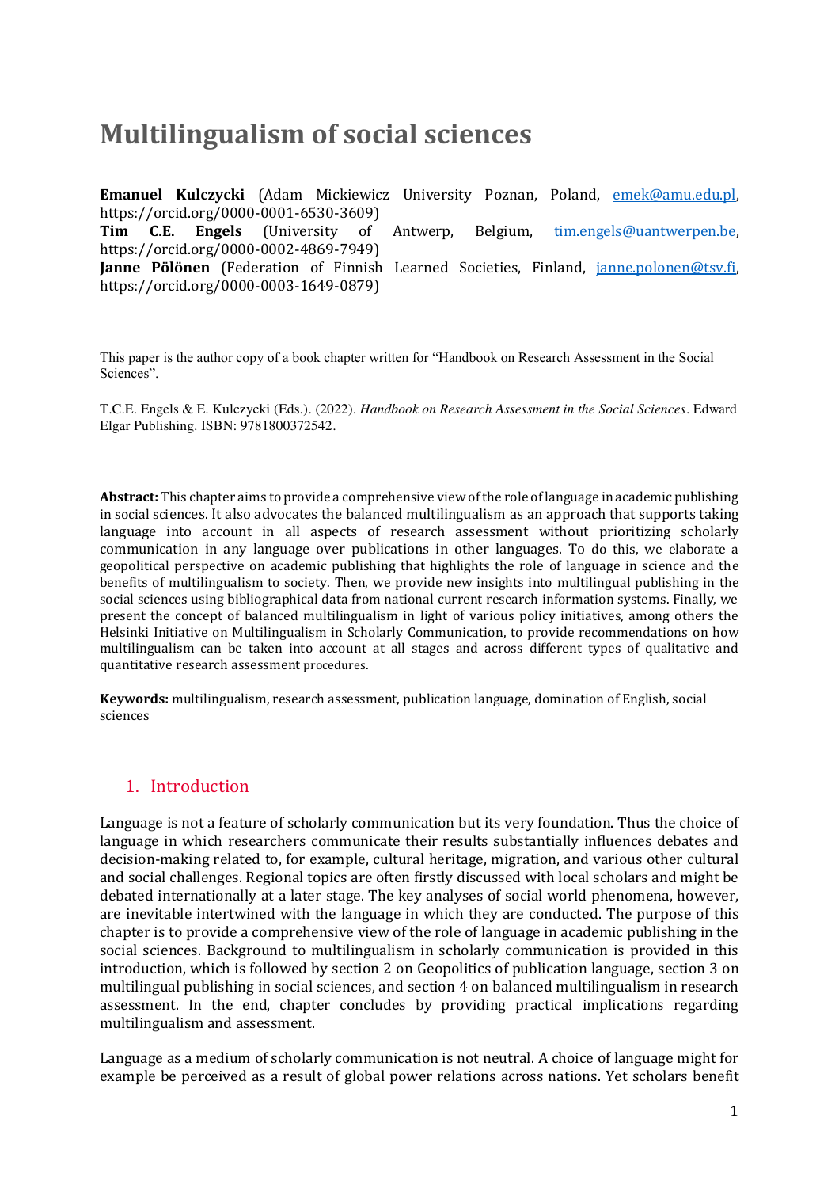# Multilingualism of social sciences

**Emanuel Kulczycki** (Adam Mickiewicz University Poznan, Poland, emek@amu.edu.pl, https://orcid.org/0000-0001-6530-3609)
**Tim C.E. Engels** (University of Antwerp, Belgium, tim.engels@uantwerpen.be, https://orcid.org/0000-0002-4869-7949)
**Janne Pölönen** (Federation of Finnish Learned Societies, Finland, janne.polonen@tsv.fi, https://orcid.org/0000-0003-1649-0879)

This paper is the author copy of a book chapter written for "Handbook on Research Assessment in the Social Sciences".

T.C.E. Engels & E. Kulczycki (Eds.). (2022). *Handbook on Research Assessment in the Social Sciences*. Edward Elgar Publishing. ISBN: 9781800372542.

**Abstract:** This chapter aims to provide a comprehensive view of the role of language in academic publishing in social sciences. It also advocates the balanced multilingualism as an approach that supports taking language into account in all aspects of research assessment without prioritizing scholarly communication in any language over publications in other languages. To do this, we elaborate a geopolitical perspective on academic publishing that highlights the role of language in science and the benefits of multilingualism to society. Then, we provide new insights into multilingual publishing in the social sciences using bibliographical data from national current research information systems. Finally, we present the concept of balanced multilingualism in light of various policy initiatives, among others the Helsinki Initiative on Multilingualism in Scholarly Communication, to provide recommendations on how multilingualism can be taken into account at all stages and across different types of qualitative and quantitative research assessment procedures.

**Keywords:** multilingualism, research assessment, publication language, domination of English, social sciences

## 1. Introduction

Language is not a feature of scholarly communication but its very foundation. Thus the choice of language in which researchers communicate their results substantially influences debates and decision-making related to, for example, cultural heritage, migration, and various other cultural and social challenges. Regional topics are often firstly discussed with local scholars and might be debated internationally at a later stage. The key analyses of social world phenomena, however, are inevitable intertwined with the language in which they are conducted. The purpose of this chapter is to provide a comprehensive view of the role of language in academic publishing in the social sciences. Background to multilingualism in scholarly communication is provided in this introduction, which is followed by section 2 on Geopolitics of publication language, section 3 on multilingual publishing in social sciences, and section 4 on balanced multilingualism in research assessment. In the end, chapter concludes by providing practical implications regarding multilingualism and assessment.

Language as a medium of scholarly communication is not neutral. A choice of language might for example be perceived as a result of global power relations across nations. Yet scholars benefit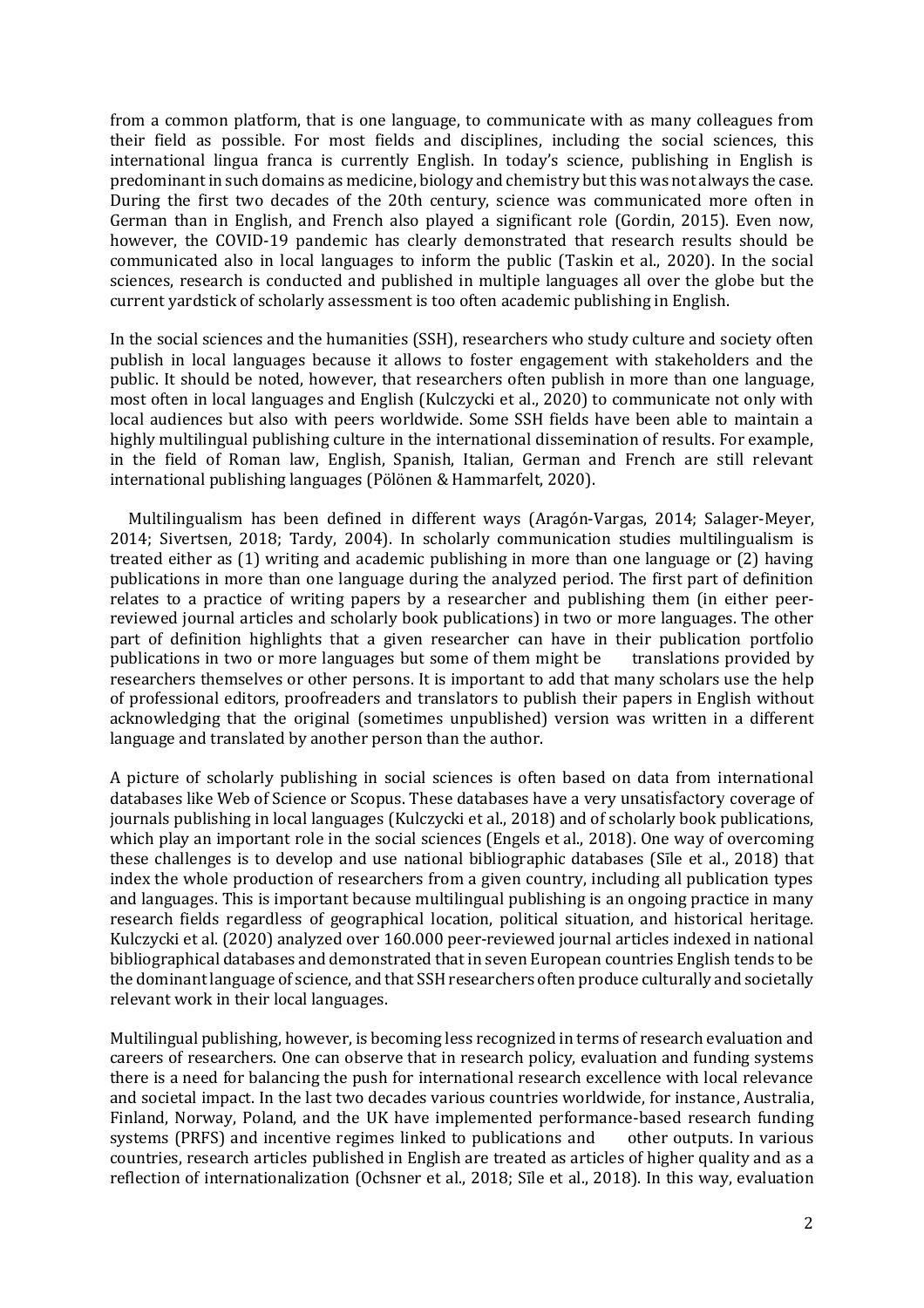from a common platform, that is one language, to communicate with as many colleagues from their field as possible. For most fields and disciplines, including the social sciences, this international lingua franca is currently English. In today's science, publishing in English is predominant in such domains as medicine, biology and chemistry but this was not always the case. During the first two decades of the 20th century, science was communicated more often in German than in English, and French also played a significant role (Gordin, 2015). Even now, however, the COVID-19 pandemic has clearly demonstrated that research results should be communicated also in local languages to inform the public (Taskin et al., 2020). In the social sciences, research is conducted and published in multiple languages all over the globe but the current yardstick of scholarly assessment is too often academic publishing in English.

In the social sciences and the humanities (SSH), researchers who study culture and society often publish in local languages because it allows to foster engagement with stakeholders and the public. It should be noted, however, that researchers often publish in more than one language, most often in local languages and English (Kulczycki et al., 2020) to communicate not only with local audiences but also with peers worldwide. Some SSH fields have been able to maintain a highly multilingual publishing culture in the international dissemination of results. For example, in the field of Roman law, English, Spanish, Italian, German and French are still relevant international publishing languages (Pölönen & Hammarfelt, 2020).

Multilingualism has been defined in different ways (Aragón-Vargas, 2014; Salager-Meyer, 2014; Sivertsen, 2018; Tardy, 2004). In scholarly communication studies multilingualism is treated either as (1) writing and academic publishing in more than one language or (2) having publications in more than one language during the analyzed period. The first part of definition relates to a practice of writing papers by a researcher and publishing them (in either peer-reviewed journal articles and scholarly book publications) in two or more languages. The other part of definition highlights that a given researcher can have in their publication portfolio publications in two or more languages but some of them might be translations provided by researchers themselves or other persons. It is important to add that many scholars use the help of professional editors, proofreaders and translators to publish their papers in English without acknowledging that the original (sometimes unpublished) version was written in a different language and translated by another person than the author.

A picture of scholarly publishing in social sciences is often based on data from international databases like Web of Science or Scopus. These databases have a very unsatisfactory coverage of journals publishing in local languages (Kulczycki et al., 2018) and of scholarly book publications, which play an important role in the social sciences (Engels et al., 2018). One way of overcoming these challenges is to develop and use national bibliographic databases (Sīle et al., 2018) that index the whole production of researchers from a given country, including all publication types and languages. This is important because multilingual publishing is an ongoing practice in many research fields regardless of geographical location, political situation, and historical heritage. Kulczycki et al. (2020) analyzed over 160.000 peer-reviewed journal articles indexed in national bibliographical databases and demonstrated that in seven European countries English tends to be the dominant language of science, and that SSH researchers often produce culturally and societally relevant work in their local languages.

Multilingual publishing, however, is becoming less recognized in terms of research evaluation and careers of researchers. One can observe that in research policy, evaluation and funding systems there is a need for balancing the push for international research excellence with local relevance and societal impact. In the last two decades various countries worldwide, for instance, Australia, Finland, Norway, Poland, and the UK have implemented performance-based research funding systems (PRFS) and incentive regimes linked to publications and other outputs. In various countries, research articles published in English are treated as articles of higher quality and as a reflection of internationalization (Ochsner et al., 2018; Sīle et al., 2018). In this way, evaluation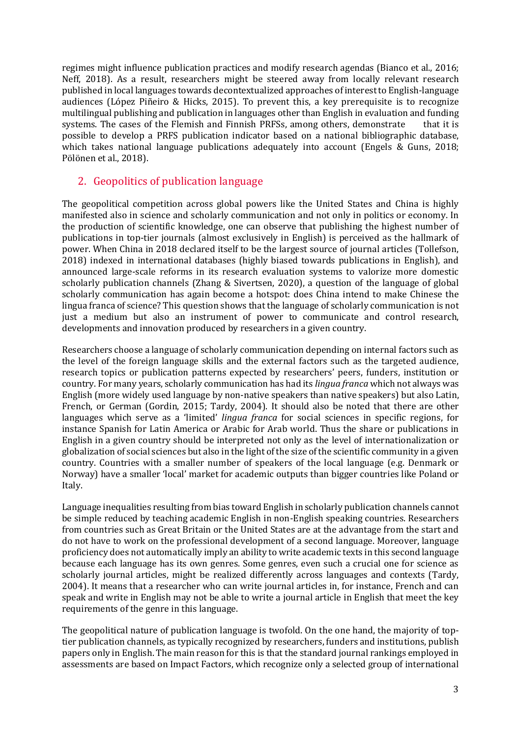regimes might influence publication practices and modify research agendas (Bianco et al., 2016; Neff, 2018). As a result, researchers might be steered away from locally relevant research published in local languages towards decontextualized approaches of interest to English-language audiences (López Piñeiro & Hicks, 2015). To prevent this, a key prerequisite is to recognize multilingual publishing and publication in languages other than English in evaluation and funding systems. The cases of the Flemish and Finnish PRFSs, among others, demonstrate that it is possible to develop a PRFS publication indicator based on a national bibliographic database, which takes national language publications adequately into account (Engels & Guns, 2018; Pölönen et al., 2018).

## 2. Geopolitics of publication language

The geopolitical competition across global powers like the United States and China is highly manifested also in science and scholarly communication and not only in politics or economy. In the production of scientific knowledge, one can observe that publishing the highest number of publications in top-tier journals (almost exclusively in English) is perceived as the hallmark of power. When China in 2018 declared itself to be the largest source of journal articles (Tollefson, 2018) indexed in international databases (highly biased towards publications in English), and announced large-scale reforms in its research evaluation systems to valorize more domestic scholarly publication channels (Zhang & Sivertsen, 2020), a question of the language of global scholarly communication has again become a hotspot: does China intend to make Chinese the lingua franca of science? This question shows that the language of scholarly communication is not just a medium but also an instrument of power to communicate and control research, developments and innovation produced by researchers in a given country.

Researchers choose a language of scholarly communication depending on internal factors such as the level of the foreign language skills and the external factors such as the targeted audience, research topics or publication patterns expected by researchers' peers, funders, institution or country. For many years, scholarly communication has had its *lingua franca* which not always was English (more widely used language by non-native speakers than native speakers) but also Latin, French, or German (Gordin, 2015; Tardy, 2004). It should also be noted that there are other languages which serve as a 'limited' *lingua franca* for social sciences in specific regions, for instance Spanish for Latin America or Arabic for Arab world. Thus the share or publications in English in a given country should be interpreted not only as the level of internationalization or globalization of social sciences but also in the light of the size of the scientific community in a given country. Countries with a smaller number of speakers of the local language (e.g. Denmark or Norway) have a smaller 'local' market for academic outputs than bigger countries like Poland or Italy.

Language inequalities resulting from bias toward English in scholarly publication channels cannot be simple reduced by teaching academic English in non-English speaking countries. Researchers from countries such as Great Britain or the United States are at the advantage from the start and do not have to work on the professional development of a second language. Moreover, language proficiency does not automatically imply an ability to write academic texts in this second language because each language has its own genres. Some genres, even such a crucial one for science as scholarly journal articles, might be realized differently across languages and contexts (Tardy, 2004). It means that a researcher who can write journal articles in, for instance, French and can speak and write in English may not be able to write a journal article in English that meet the key requirements of the genre in this language.

The geopolitical nature of publication language is twofold. On the one hand, the majority of top-tier publication channels, as typically recognized by researchers, funders and institutions, publish papers only in English. The main reason for this is that the standard journal rankings employed in assessments are based on Impact Factors, which recognize only a selected group of international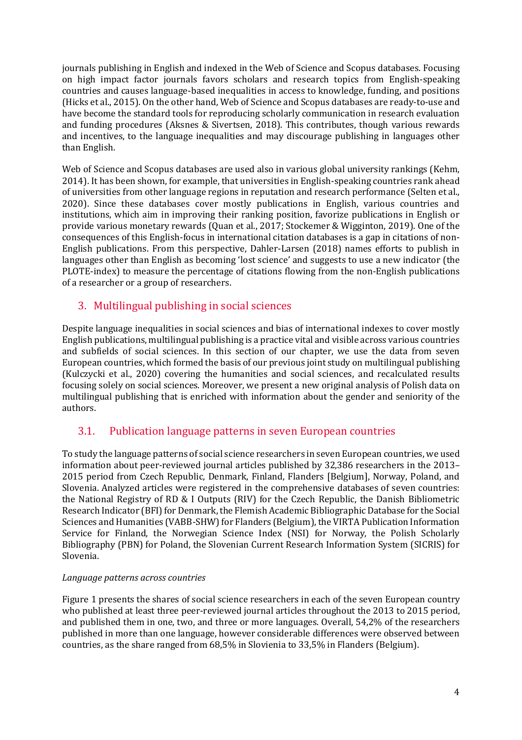journals publishing in English and indexed in the Web of Science and Scopus databases. Focusing on high impact factor journals favors scholars and research topics from English-speaking countries and causes language-based inequalities in access to knowledge, funding, and positions (Hicks et al., 2015). On the other hand, Web of Science and Scopus databases are ready-to-use and have become the standard tools for reproducing scholarly communication in research evaluation and funding procedures (Aksnes & Sivertsen, 2018). This contributes, though various rewards and incentives, to the language inequalities and may discourage publishing in languages other than English.

Web of Science and Scopus databases are used also in various global university rankings (Kehm, 2014). It has been shown, for example, that universities in English-speaking countries rank ahead of universities from other language regions in reputation and research performance (Selten et al., 2020). Since these databases cover mostly publications in English, various countries and institutions, which aim in improving their ranking position, favorize publications in English or provide various monetary rewards (Quan et al., 2017; Stockemer & Wigginton, 2019). One of the consequences of this English-focus in international citation databases is a gap in citations of non-English publications. From this perspective, Dahler-Larsen (2018) names efforts to publish in languages other than English as becoming 'lost science' and suggests to use a new indicator (the PLOTE-index) to measure the percentage of citations flowing from the non-English publications of a researcher or a group of researchers.

## 3. Multilingual publishing in social sciences

Despite language inequalities in social sciences and bias of international indexes to cover mostly English publications, multilingual publishing is a practice vital and visible across various countries and subfields of social sciences. In this section of our chapter, we use the data from seven European countries, which formed the basis of our previous joint study on multilingual publishing (Kulczycki et al., 2020) covering the humanities and social sciences, and recalculated results focusing solely on social sciences. Moreover, we present a new original analysis of Polish data on multilingual publishing that is enriched with information about the gender and seniority of the authors.

### 3.1. Publication language patterns in seven European countries

To study the language patterns of social science researchers in seven European countries, we used information about peer-reviewed journal articles published by 32,386 researchers in the 2013–2015 period from Czech Republic, Denmark, Finland, Flanders [Belgium], Norway, Poland, and Slovenia. Analyzed articles were registered in the comprehensive databases of seven countries: the National Registry of RD & I Outputs (RIV) for the Czech Republic, the Danish Bibliometric Research Indicator (BFI) for Denmark, the Flemish Academic Bibliographic Database for the Social Sciences and Humanities (VABB-SHW) for Flanders (Belgium), the VIRTA Publication Information Service for Finland, the Norwegian Science Index (NSI) for Norway, the Polish Scholarly Bibliography (PBN) for Poland, the Slovenian Current Research Information System (SICRIS) for Slovenia.

*Language patterns across countries*

Figure 1 presents the shares of social science researchers in each of the seven European country who published at least three peer-reviewed journal articles throughout the 2013 to 2015 period, and published them in one, two, and three or more languages. Overall, 54,2% of the researchers published in more than one language, however considerable differences were observed between countries, as the share ranged from 68,5% in Slovienia to 33,5% in Flanders (Belgium).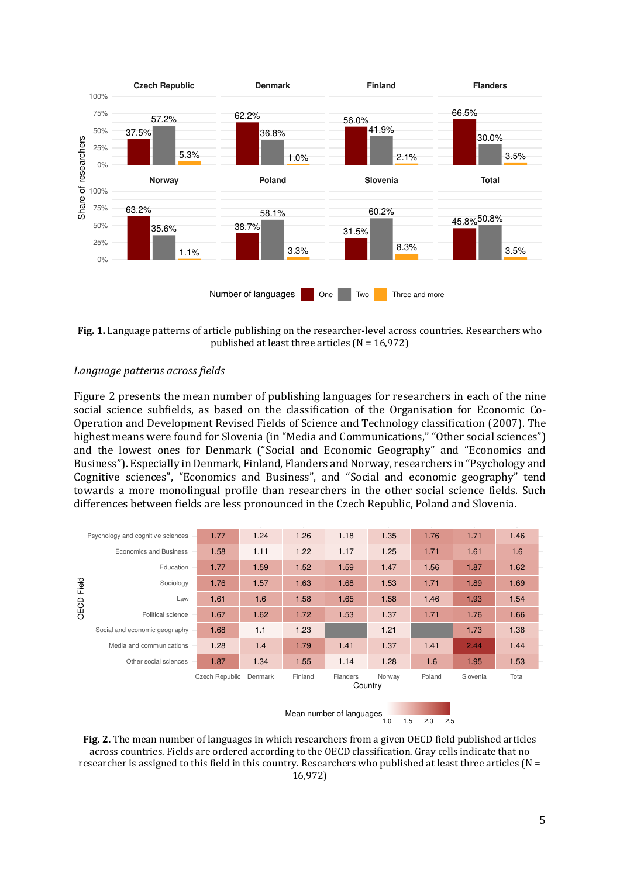**Fig. 1.** Language patterns of article publishing on the researcher-level across countries. Researchers who published at least three articles (N = 16,972)

*Language patterns across fields*

Figure 2 presents the mean number of publishing languages for researchers in each of the nine social science subfields, as based on the classification of the Organisation for Economic Co-Operation and Development Revised Fields of Science and Technology classification (2007). The highest means were found for Slovenia (in "Media and Communications," "Other social sciences") and the lowest ones for Denmark ("Social and Economic Geography" and "Economics and Business"). Especially in Denmark, Finland, Flanders and Norway, researchers in "Psychology and Cognitive sciences", "Economics and Business", and "Social and economic geography" tend towards a more monolingual profile than researchers in the other social science fields. Such differences between fields are less pronounced in the Czech Republic, Poland and Slovenia.

| OECD Field | Czech Republic | Denmark | Finland | Flanders | Norway | Poland | Slovenia | Total |
|---|---|---|---|---|---|---|---|---|
| Psychology and cognitive sciences | 1.77 | 1.24 | 1.26 | 1.18 | 1.35 | 1.76 | 1.71 | 1.46 |
| Economics and Business | 1.58 | 1.11 | 1.22 | 1.17 | 1.25 | 1.71 | 1.61 | 1.6 |
| Education | 1.77 | 1.59 | 1.52 | 1.59 | 1.47 | 1.56 | 1.87 | 1.62 |
| Sociology | 1.76 | 1.57 | 1.63 | 1.68 | 1.53 | 1.71 | 1.89 | 1.69 |
| Law | 1.61 | 1.6 | 1.58 | 1.65 | 1.58 | 1.46 | 1.93 | 1.54 |
| Political science | 1.67 | 1.62 | 1.72 | 1.53 | 1.37 | 1.71 | 1.76 | 1.66 |
| Social and economic geography | 1.68 | 1.1 | 1.23 | | 1.21 | | 1.73 | 1.38 |
| Media and communications | 1.28 | 1.4 | 1.79 | 1.41 | 1.37 | 1.41 | 2.44 | 1.44 |
| Other social sciences | 1.87 | 1.34 | 1.55 | 1.14 | 1.28 | 1.6 | 1.95 | 1.53 |

**Fig. 2.** The mean number of languages in which researchers from a given OECD field published articles across countries. Fields are ordered according to the OECD classification. Gray cells indicate that no researcher is assigned to this field in this country. Researchers who published at least three articles (N = 16,972)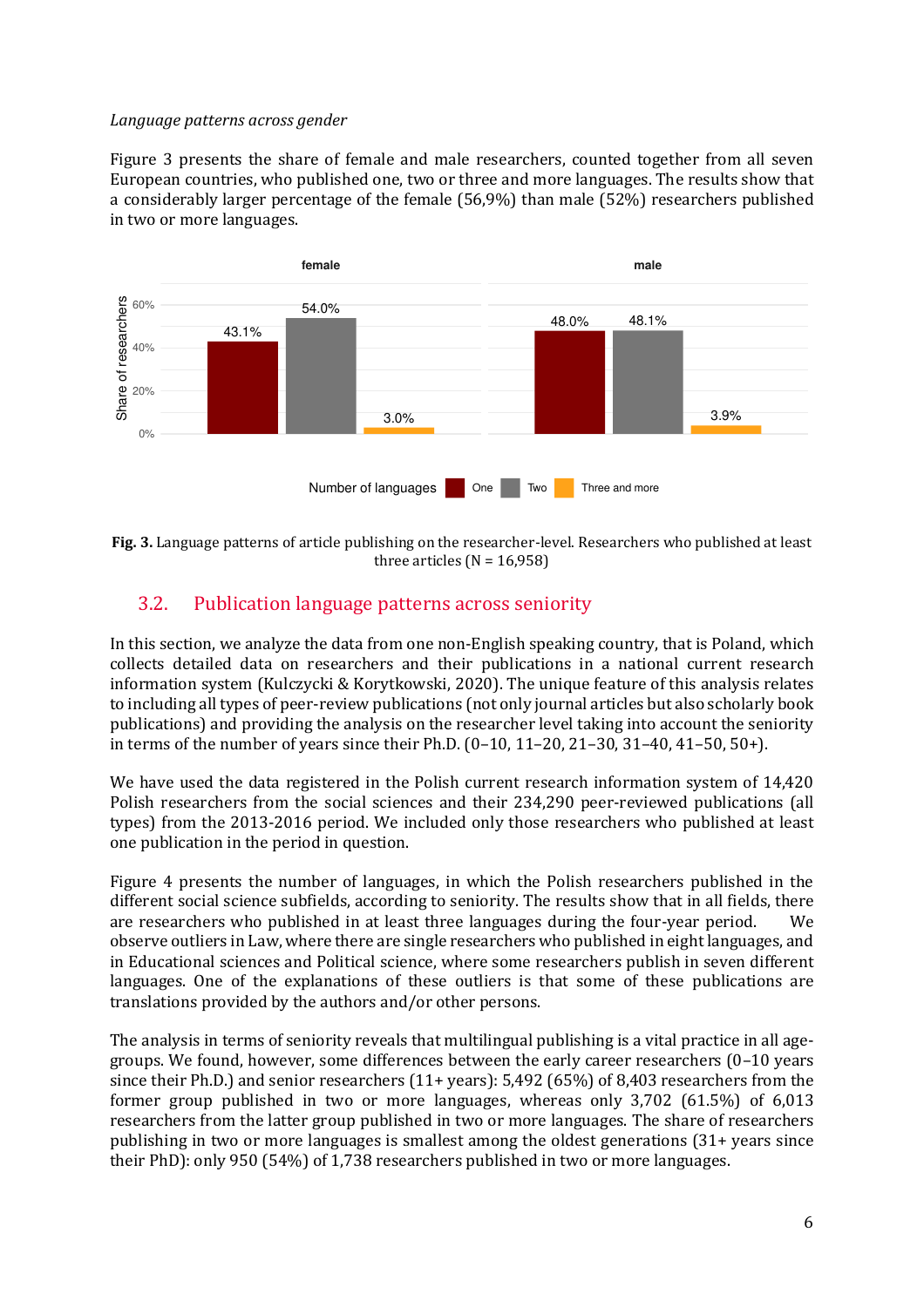*Language patterns across gender*

Figure 3 presents the share of female and male researchers, counted together from all seven European countries, who published one, two or three and more languages. The results show that a considerably larger percentage of the female (56,9%) than male (52%) researchers published in two or more languages.

**Fig. 3.** Language patterns of article publishing on the researcher-level. Researchers who published at least three articles (N = 16,958)

## 3.2. Publication language patterns across seniority

In this section, we analyze the data from one non-English speaking country, that is Poland, which collects detailed data on researchers and their publications in a national current research information system (Kulczycki & Korytkowski, 2020). The unique feature of this analysis relates to including all types of peer-review publications (not only journal articles but also scholarly book publications) and providing the analysis on the researcher level taking into account the seniority in terms of the number of years since their Ph.D. (0–10, 11–20, 21–30, 31–40, 41–50, 50+).

We have used the data registered in the Polish current research information system of 14,420 Polish researchers from the social sciences and their 234,290 peer-reviewed publications (all types) from the 2013-2016 period. We included only those researchers who published at least one publication in the period in question.

Figure 4 presents the number of languages, in which the Polish researchers published in the different social science subfields, according to seniority. The results show that in all fields, there are researchers who published in at least three languages during the four-year period. We observe outliers in Law, where there are single researchers who published in eight languages, and in Educational sciences and Political science, where some researchers publish in seven different languages. One of the explanations of these outliers is that some of these publications are translations provided by the authors and/or other persons.

The analysis in terms of seniority reveals that multilingual publishing is a vital practice in all age-groups. We found, however, some differences between the early career researchers (0–10 years since their Ph.D.) and senior researchers (11+ years): 5,492 (65%) of 8,403 researchers from the former group published in two or more languages, whereas only 3,702 (61.5%) of 6,013 researchers from the latter group published in two or more languages. The share of researchers publishing in two or more languages is smallest among the oldest generations (31+ years since their PhD): only 950 (54%) of 1,738 researchers published in two or more languages.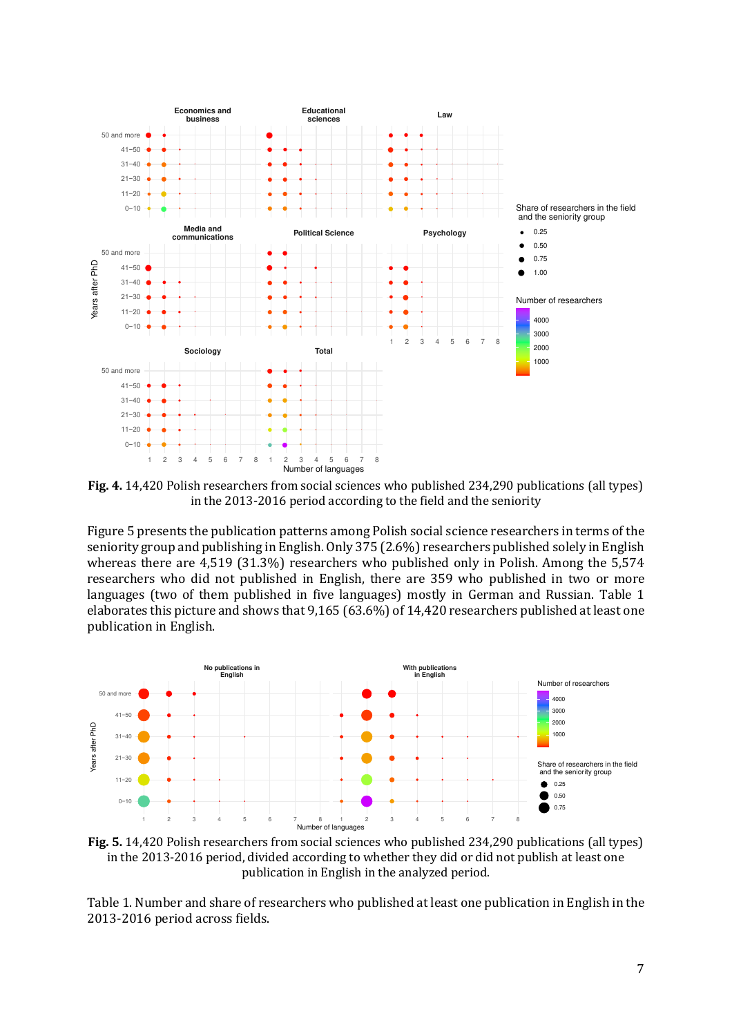**Fig. 4.** 14,420 Polish researchers from social sciences who published 234,290 publications (all types) in the 2013-2016 period according to the field and the seniority

Figure 5 presents the publication patterns among Polish social science researchers in terms of the seniority group and publishing in English. Only 375 (2.6%) researchers published solely in English whereas there are 4,519 (31.3%) researchers who published only in Polish. Among the 5,574 researchers who did not published in English, there are 359 who published in two or more languages (two of them published in five languages) mostly in German and Russian. Table 1 elaborates this picture and shows that 9,165 (63.6%) of 14,420 researchers published at least one publication in English.

**Fig. 5.** 14,420 Polish researchers from social sciences who published 234,290 publications (all types) in the 2013-2016 period, divided according to whether they did or did not publish at least one publication in English in the analyzed period.

Table 1. Number and share of researchers who published at least one publication in English in the 2013-2016 period across fields.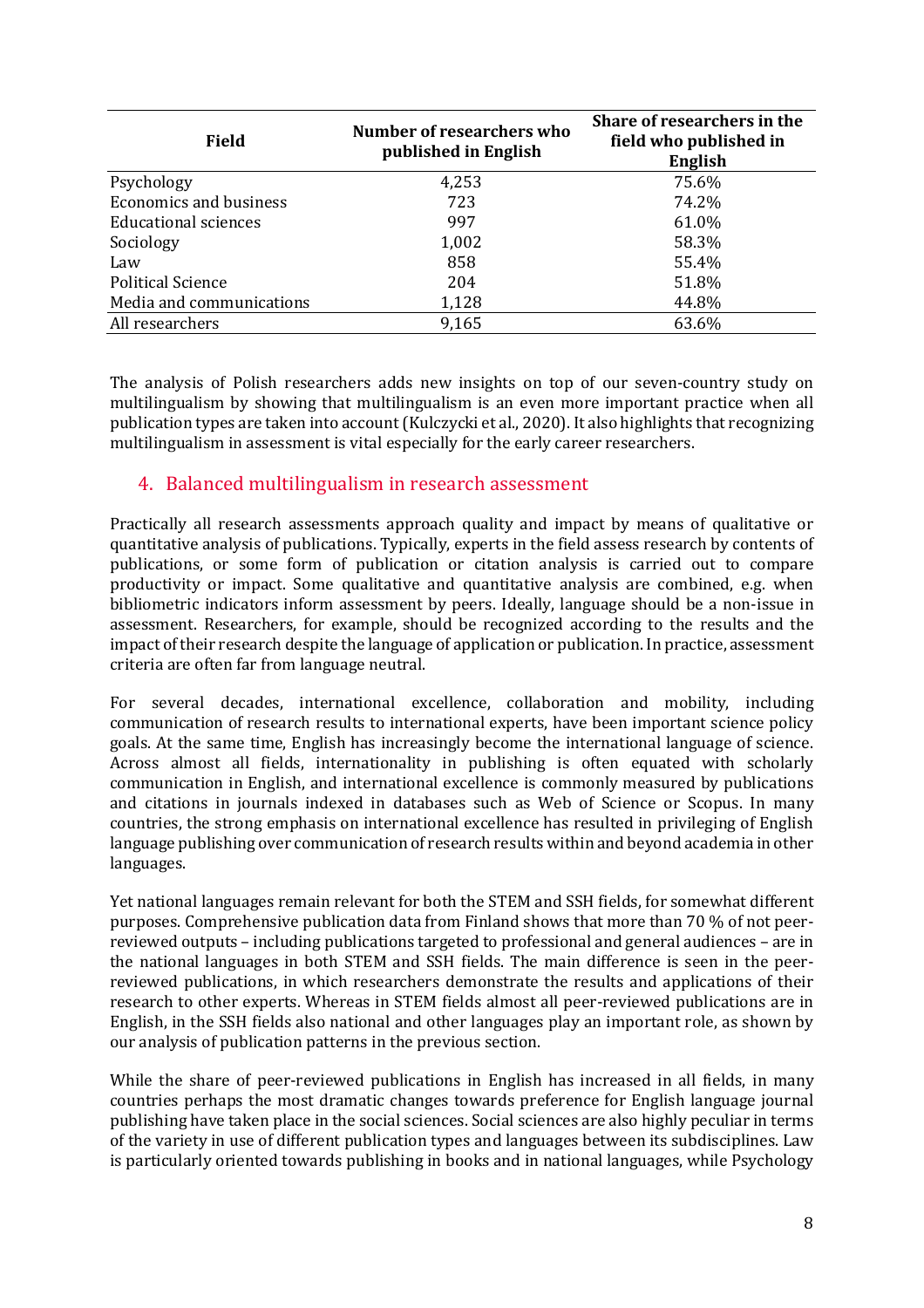| Field | Number of researchers who published in English | Share of researchers in the field who published in English |
|---|---|---|
| Psychology | 4,253 | 75.6% |
| Economics and business | 723 | 74.2% |
| Educational sciences | 997 | 61.0% |
| Sociology | 1,002 | 58.3% |
| Law | 858 | 55.4% |
| Political Science | 204 | 51.8% |
| Media and communications | 1,128 | 44.8% |
| All researchers | 9,165 | 63.6% |

The analysis of Polish researchers adds new insights on top of our seven-country study on multilingualism by showing that multilingualism is an even more important practice when all publication types are taken into account (Kulczycki et al., 2020). It also highlights that recognizing multilingualism in assessment is vital especially for the early career researchers.

## 4. Balanced multilingualism in research assessment

Practically all research assessments approach quality and impact by means of qualitative or quantitative analysis of publications. Typically, experts in the field assess research by contents of publications, or some form of publication or citation analysis is carried out to compare productivity or impact. Some qualitative and quantitative analysis are combined, e.g. when bibliometric indicators inform assessment by peers. Ideally, language should be a non-issue in assessment. Researchers, for example, should be recognized according to the results and the impact of their research despite the language of application or publication. In practice, assessment criteria are often far from language neutral.

For several decades, international excellence, collaboration and mobility, including communication of research results to international experts, have been important science policy goals. At the same time, English has increasingly become the international language of science. Across almost all fields, internationality in publishing is often equated with scholarly communication in English, and international excellence is commonly measured by publications and citations in journals indexed in databases such as Web of Science or Scopus. In many countries, the strong emphasis on international excellence has resulted in privileging of English language publishing over communication of research results within and beyond academia in other languages.

Yet national languages remain relevant for both the STEM and SSH fields, for somewhat different purposes. Comprehensive publication data from Finland shows that more than 70 % of not peer-reviewed outputs – including publications targeted to professional and general audiences – are in the national languages in both STEM and SSH fields. The main difference is seen in the peer-reviewed publications, in which researchers demonstrate the results and applications of their research to other experts. Whereas in STEM fields almost all peer-reviewed publications are in English, in the SSH fields also national and other languages play an important role, as shown by our analysis of publication patterns in the previous section.

While the share of peer-reviewed publications in English has increased in all fields, in many countries perhaps the most dramatic changes towards preference for English language journal publishing have taken place in the social sciences. Social sciences are also highly peculiar in terms of the variety in use of different publication types and languages between its subdisciplines. Law is particularly oriented towards publishing in books and in national languages, while Psychology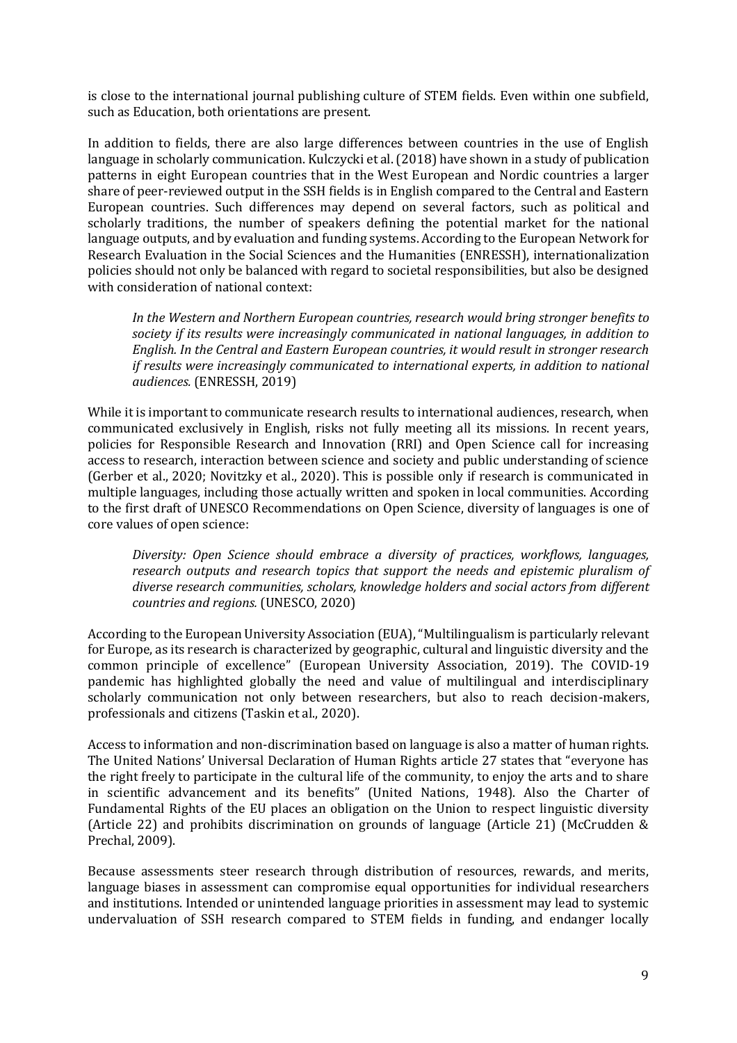is close to the international journal publishing culture of STEM fields. Even within one subfield, such as Education, both orientations are present.

In addition to fields, there are also large differences between countries in the use of English language in scholarly communication. Kulczycki et al. (2018) have shown in a study of publication patterns in eight European countries that in the West European and Nordic countries a larger share of peer-reviewed output in the SSH fields is in English compared to the Central and Eastern European countries. Such differences may depend on several factors, such as political and scholarly traditions, the number of speakers defining the potential market for the national language outputs, and by evaluation and funding systems. According to the European Network for Research Evaluation in the Social Sciences and the Humanities (ENRESSH), internationalization policies should not only be balanced with regard to societal responsibilities, but also be designed with consideration of national context:

> *In the Western and Northern European countries, research would bring stronger benefits to society if its results were increasingly communicated in national languages, in addition to English. In the Central and Eastern European countries, it would result in stronger research if results were increasingly communicated to international experts, in addition to national audiences.* (ENRESSH, 2019)

While it is important to communicate research results to international audiences, research, when communicated exclusively in English, risks not fully meeting all its missions. In recent years, policies for Responsible Research and Innovation (RRI) and Open Science call for increasing access to research, interaction between science and society and public understanding of science (Gerber et al., 2020; Novitzky et al., 2020). This is possible only if research is communicated in multiple languages, including those actually written and spoken in local communities. According to the first draft of UNESCO Recommendations on Open Science, diversity of languages is one of core values of open science:

> *Diversity: Open Science should embrace a diversity of practices, workflows, languages, research outputs and research topics that support the needs and epistemic pluralism of diverse research communities, scholars, knowledge holders and social actors from different countries and regions.* (UNESCO, 2020)

According to the European University Association (EUA), "Multilingualism is particularly relevant for Europe, as its research is characterized by geographic, cultural and linguistic diversity and the common principle of excellence" (European University Association, 2019). The COVID-19 pandemic has highlighted globally the need and value of multilingual and interdisciplinary scholarly communication not only between researchers, but also to reach decision-makers, professionals and citizens (Taskin et al., 2020).

Access to information and non-discrimination based on language is also a matter of human rights. The United Nations' Universal Declaration of Human Rights article 27 states that "everyone has the right freely to participate in the cultural life of the community, to enjoy the arts and to share in scientific advancement and its benefits" (United Nations, 1948). Also the Charter of Fundamental Rights of the EU places an obligation on the Union to respect linguistic diversity (Article 22) and prohibits discrimination on grounds of language (Article 21) (McCrudden & Prechal, 2009).

Because assessments steer research through distribution of resources, rewards, and merits, language biases in assessment can compromise equal opportunities for individual researchers and institutions. Intended or unintended language priorities in assessment may lead to systemic undervaluation of SSH research compared to STEM fields in funding, and endanger locally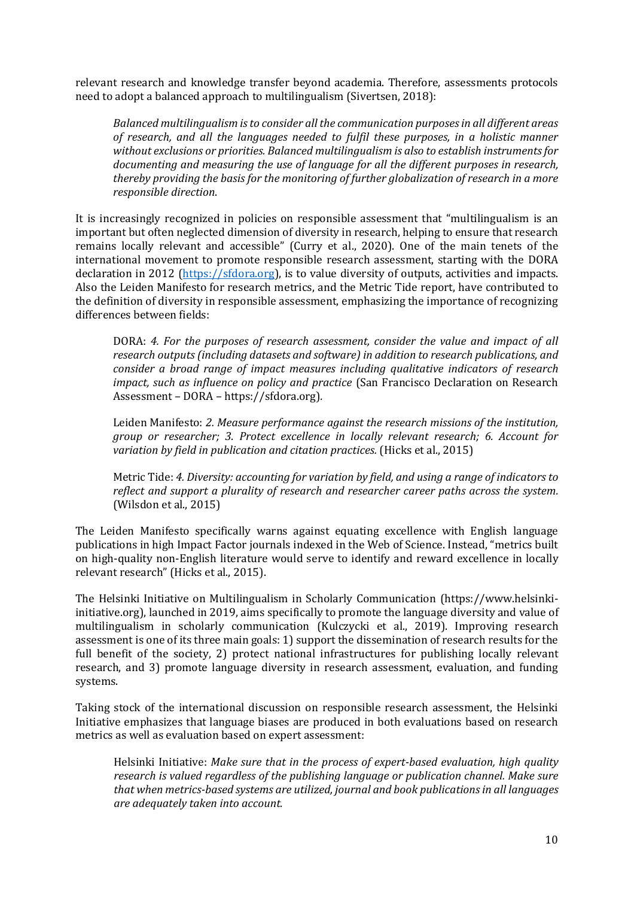relevant research and knowledge transfer beyond academia. Therefore, assessments protocols need to adopt a balanced approach to multilingualism (Sivertsen, 2018):

> *Balanced multilingualism is to consider all the communication purposes in all different areas of research, and all the languages needed to fulfil these purposes, in a holistic manner without exclusions or priorities. Balanced multilingualism is also to establish instruments for documenting and measuring the use of language for all the different purposes in research, thereby providing the basis for the monitoring of further globalization of research in a more responsible direction.*

It is increasingly recognized in policies on responsible assessment that "multilingualism is an important but often neglected dimension of diversity in research, helping to ensure that research remains locally relevant and accessible" (Curry et al., 2020). One of the main tenets of the international movement to promote responsible research assessment, starting with the DORA declaration in 2012 (https://sfdora.org), is to value diversity of outputs, activities and impacts. Also the Leiden Manifesto for research metrics, and the Metric Tide report, have contributed to the definition of diversity in responsible assessment, emphasizing the importance of recognizing differences between fields:

> DORA: *4. For the purposes of research assessment, consider the value and impact of all research outputs (including datasets and software) in addition to research publications, and consider a broad range of impact measures including qualitative indicators of research impact, such as influence on policy and practice* (San Francisco Declaration on Research Assessment – DORA – https://sfdora.org).
>
> Leiden Manifesto: *2. Measure performance against the research missions of the institution, group or researcher; 3. Protect excellence in locally relevant research; 6. Account for variation by field in publication and citation practices.* (Hicks et al., 2015)
>
> Metric Tide: *4. Diversity: accounting for variation by field, and using a range of indicators to reflect and support a plurality of research and researcher career paths across the system.* (Wilsdon et al., 2015)

The Leiden Manifesto specifically warns against equating excellence with English language publications in high Impact Factor journals indexed in the Web of Science. Instead, "metrics built on high-quality non-English literature would serve to identify and reward excellence in locally relevant research" (Hicks et al., 2015).

The Helsinki Initiative on Multilingualism in Scholarly Communication (https://www.helsinki-initiative.org), launched in 2019, aims specifically to promote the language diversity and value of multilingualism in scholarly communication (Kulczycki et al., 2019). Improving research assessment is one of its three main goals: 1) support the dissemination of research results for the full benefit of the society, 2) protect national infrastructures for publishing locally relevant research, and 3) promote language diversity in research assessment, evaluation, and funding systems.

Taking stock of the international discussion on responsible research assessment, the Helsinki Initiative emphasizes that language biases are produced in both evaluations based on research metrics as well as evaluation based on expert assessment:

> Helsinki Initiative: *Make sure that in the process of expert-based evaluation, high quality research is valued regardless of the publishing language or publication channel. Make sure that when metrics-based systems are utilized, journal and book publications in all languages are adequately taken into account.*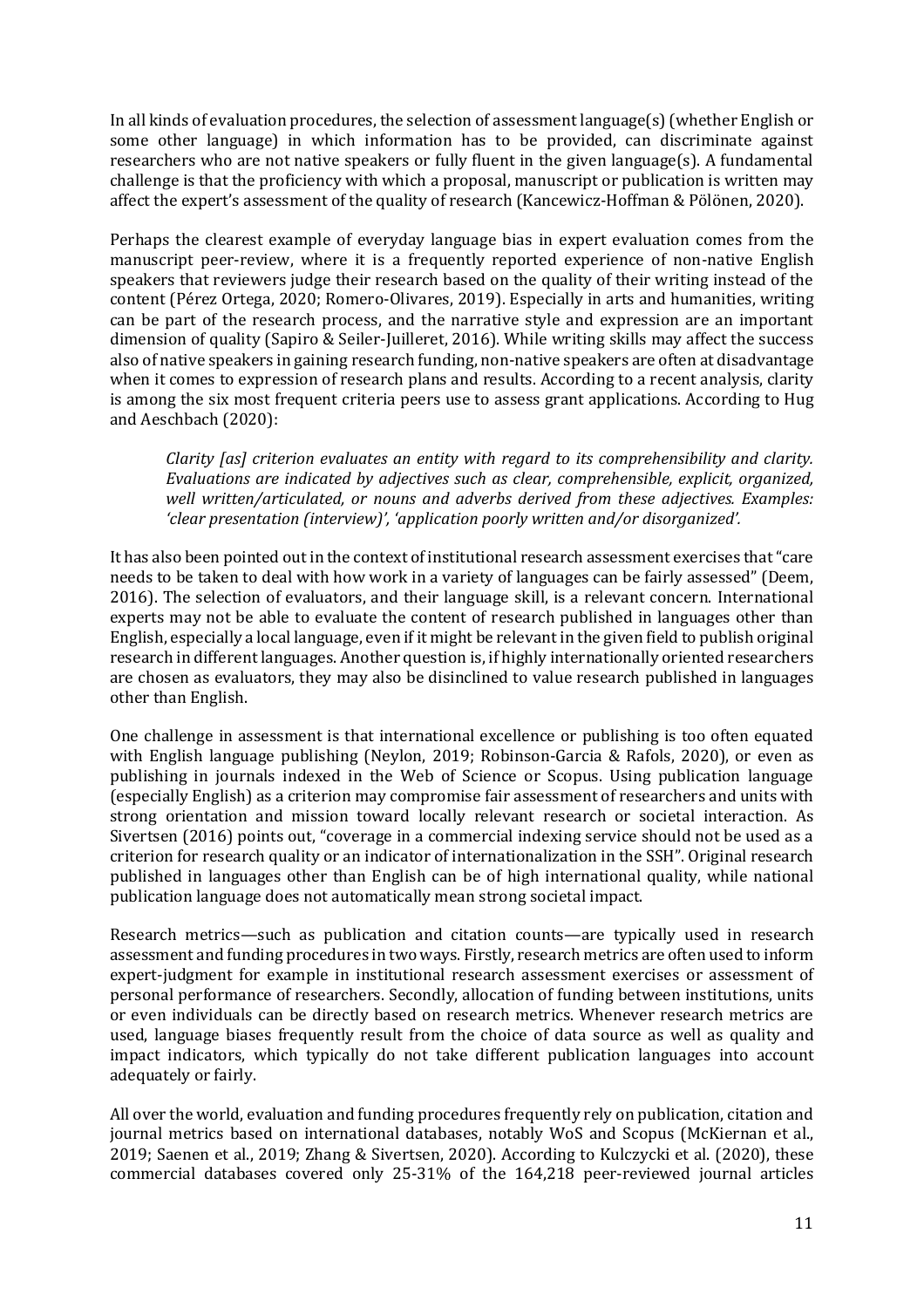In all kinds of evaluation procedures, the selection of assessment language(s) (whether English or some other language) in which information has to be provided, can discriminate against researchers who are not native speakers or fully fluent in the given language(s). A fundamental challenge is that the proficiency with which a proposal, manuscript or publication is written may affect the expert's assessment of the quality of research (Kancewicz-Hoffman & Pölönen, 2020).

Perhaps the clearest example of everyday language bias in expert evaluation comes from the manuscript peer-review, where it is a frequently reported experience of non-native English speakers that reviewers judge their research based on the quality of their writing instead of the content (Pérez Ortega, 2020; Romero-Olivares, 2019). Especially in arts and humanities, writing can be part of the research process, and the narrative style and expression are an important dimension of quality (Sapiro & Seiler-Juilleret, 2016). While writing skills may affect the success also of native speakers in gaining research funding, non-native speakers are often at disadvantage when it comes to expression of research plans and results. According to a recent analysis, clarity is among the six most frequent criteria peers use to assess grant applications. According to Hug and Aeschbach (2020):

> *Clarity [as] criterion evaluates an entity with regard to its comprehensibility and clarity. Evaluations are indicated by adjectives such as clear, comprehensible, explicit, organized, well written/articulated, or nouns and adverbs derived from these adjectives. Examples: 'clear presentation (interview)', 'application poorly written and/or disorganized'.*

It has also been pointed out in the context of institutional research assessment exercises that "care needs to be taken to deal with how work in a variety of languages can be fairly assessed" (Deem, 2016). The selection of evaluators, and their language skill, is a relevant concern. International experts may not be able to evaluate the content of research published in languages other than English, especially a local language, even if it might be relevant in the given field to publish original research in different languages. Another question is, if highly internationally oriented researchers are chosen as evaluators, they may also be disinclined to value research published in languages other than English.

One challenge in assessment is that international excellence or publishing is too often equated with English language publishing (Neylon, 2019; Robinson-Garcia & Rafols, 2020), or even as publishing in journals indexed in the Web of Science or Scopus. Using publication language (especially English) as a criterion may compromise fair assessment of researchers and units with strong orientation and mission toward locally relevant research or societal interaction. As Sivertsen (2016) points out, "coverage in a commercial indexing service should not be used as a criterion for research quality or an indicator of internationalization in the SSH". Original research published in languages other than English can be of high international quality, while national publication language does not automatically mean strong societal impact.

Research metrics—such as publication and citation counts—are typically used in research assessment and funding procedures in two ways. Firstly, research metrics are often used to inform expert-judgment for example in institutional research assessment exercises or assessment of personal performance of researchers. Secondly, allocation of funding between institutions, units or even individuals can be directly based on research metrics. Whenever research metrics are used, language biases frequently result from the choice of data source as well as quality and impact indicators, which typically do not take different publication languages into account adequately or fairly.

All over the world, evaluation and funding procedures frequently rely on publication, citation and journal metrics based on international databases, notably WoS and Scopus (McKiernan et al., 2019; Saenen et al., 2019; Zhang & Sivertsen, 2020). According to Kulczycki et al. (2020), these commercial databases covered only 25-31% of the 164,218 peer-reviewed journal articles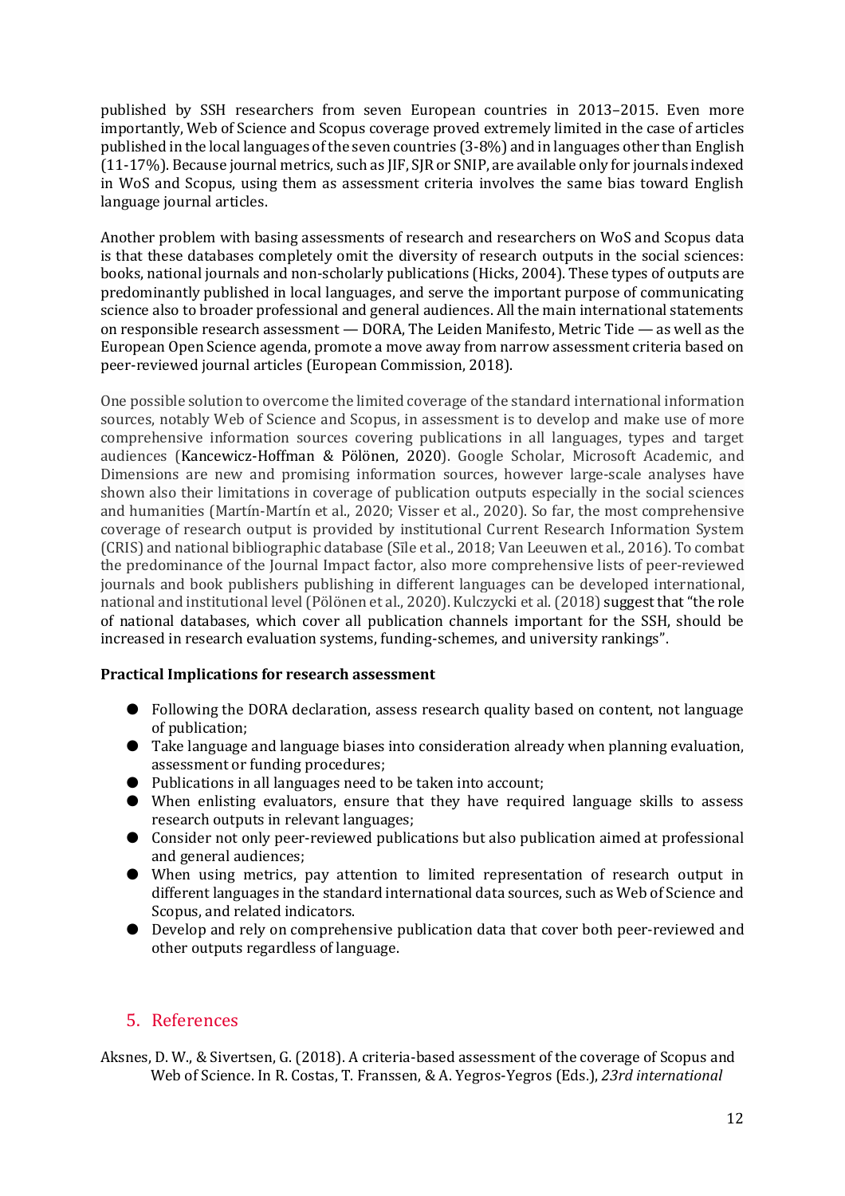published by SSH researchers from seven European countries in 2013–2015. Even more importantly, Web of Science and Scopus coverage proved extremely limited in the case of articles published in the local languages of the seven countries (3-8%) and in languages other than English (11-17%). Because journal metrics, such as JIF, SJR or SNIP, are available only for journals indexed in WoS and Scopus, using them as assessment criteria involves the same bias toward English language journal articles.

Another problem with basing assessments of research and researchers on WoS and Scopus data is that these databases completely omit the diversity of research outputs in the social sciences: books, national journals and non-scholarly publications (Hicks, 2004). These types of outputs are predominantly published in local languages, and serve the important purpose of communicating science also to broader professional and general audiences. All the main international statements on responsible research assessment — DORA, The Leiden Manifesto, Metric Tide — as well as the European Open Science agenda, promote a move away from narrow assessment criteria based on peer-reviewed journal articles (European Commission, 2018).

One possible solution to overcome the limited coverage of the standard international information sources, notably Web of Science and Scopus, in assessment is to develop and make use of more comprehensive information sources covering publications in all languages, types and target audiences (Kancewicz-Hoffman & Pölönen, 2020). Google Scholar, Microsoft Academic, and Dimensions are new and promising information sources, however large-scale analyses have shown also their limitations in coverage of publication outputs especially in the social sciences and humanities (Martín-Martín et al., 2020; Visser et al., 2020). So far, the most comprehensive coverage of research output is provided by institutional Current Research Information System (CRIS) and national bibliographic database (Sīle et al., 2018; Van Leeuwen et al., 2016). To combat the predominance of the Journal Impact factor, also more comprehensive lists of peer-reviewed journals and book publishers publishing in different languages can be developed international, national and institutional level (Pölönen et al., 2020). Kulczycki et al. (2018) suggest that "the role of national databases, which cover all publication channels important for the SSH, should be increased in research evaluation systems, funding-schemes, and university rankings".

**Practical Implications for research assessment**

- Following the DORA declaration, assess research quality based on content, not language of publication;
- Take language and language biases into consideration already when planning evaluation, assessment or funding procedures;
- Publications in all languages need to be taken into account;
- When enlisting evaluators, ensure that they have required language skills to assess research outputs in relevant languages;
- Consider not only peer-reviewed publications but also publication aimed at professional and general audiences;
- When using metrics, pay attention to limited representation of research output in different languages in the standard international data sources, such as Web of Science and Scopus, and related indicators.
- Develop and rely on comprehensive publication data that cover both peer-reviewed and other outputs regardless of language.

## 5. References

Aksnes, D. W., & Sivertsen, G. (2018). A criteria-based assessment of the coverage of Scopus and Web of Science. In R. Costas, T. Franssen, & A. Yegros-Yegros (Eds.), *23rd international*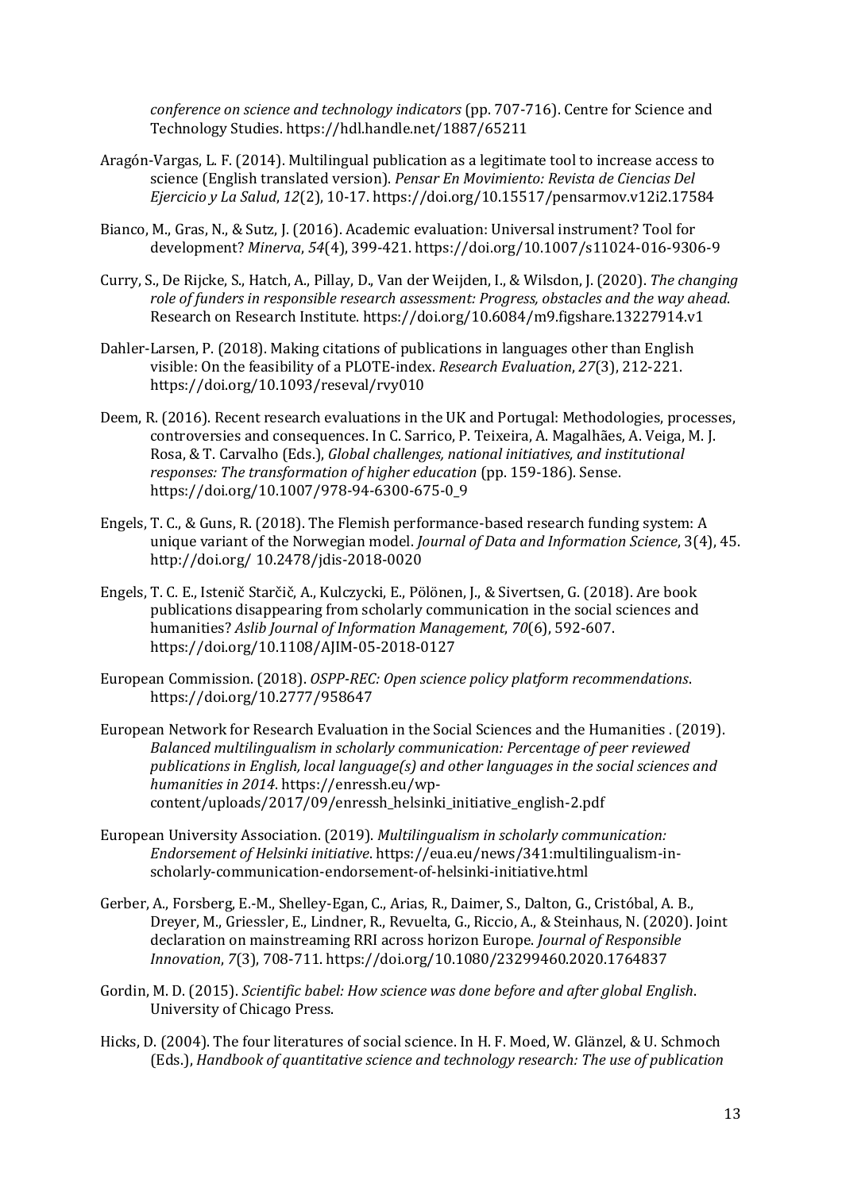*conference on science and technology indicators* (pp. 707-716). Centre for Science and Technology Studies. https://hdl.handle.net/1887/65211

Aragón-Vargas, L. F. (2014). Multilingual publication as a legitimate tool to increase access to science (English translated version). *Pensar En Movimiento: Revista de Ciencias Del Ejercicio y La Salud*, *12*(2), 10-17. https://doi.org/10.15517/pensarmov.v12i2.17584

Bianco, M., Gras, N., & Sutz, J. (2016). Academic evaluation: Universal instrument? Tool for development? *Minerva*, *54*(4), 399-421. https://doi.org/10.1007/s11024-016-9306-9

Curry, S., De Rijcke, S., Hatch, A., Pillay, D., Van der Weijden, I., & Wilsdon, J. (2020). *The changing role of funders in responsible research assessment: Progress, obstacles and the way ahead*. Research on Research Institute. https://doi.org/10.6084/m9.figshare.13227914.v1

Dahler-Larsen, P. (2018). Making citations of publications in languages other than English visible: On the feasibility of a PLOTE-index. *Research Evaluation*, *27*(3), 212-221. https://doi.org/10.1093/reseval/rvy010

Deem, R. (2016). Recent research evaluations in the UK and Portugal: Methodologies, processes, controversies and consequences. In C. Sarrico, P. Teixeira, A. Magalhães, A. Veiga, M. J. Rosa, & T. Carvalho (Eds.), *Global challenges, national initiatives, and institutional responses: The transformation of higher education* (pp. 159-186). Sense. https://doi.org/10.1007/978-94-6300-675-0_9

Engels, T. C., & Guns, R. (2018). The Flemish performance-based research funding system: A unique variant of the Norwegian model. *Journal of Data and Information Science*, 3(4), 45. http://doi.org/ 10.2478/jdis-2018-0020

Engels, T. C. E., Istenič Starčič, A., Kulczycki, E., Pölönen, J., & Sivertsen, G. (2018). Are book publications disappearing from scholarly communication in the social sciences and humanities? *Aslib Journal of Information Management*, *70*(6), 592-607. https://doi.org/10.1108/AJIM-05-2018-0127

European Commission. (2018). *OSPP-REC: Open science policy platform recommendations*. https://doi.org/10.2777/958647

European Network for Research Evaluation in the Social Sciences and the Humanities . (2019). *Balanced multilingualism in scholarly communication: Percentage of peer reviewed publications in English, local language(s) and other languages in the social sciences and humanities in 2014*. https://enressh.eu/wp-content/uploads/2017/09/enressh_helsinki_initiative_english-2.pdf

European University Association. (2019). *Multilingualism in scholarly communication: Endorsement of Helsinki initiative*. https://eua.eu/news/341:multilingualism-in-scholarly-communication-endorsement-of-helsinki-initiative.html

Gerber, A., Forsberg, E.-M., Shelley-Egan, C., Arias, R., Daimer, S., Dalton, G., Cristóbal, A. B., Dreyer, M., Griessler, E., Lindner, R., Revuelta, G., Riccio, A., & Steinhaus, N. (2020). Joint declaration on mainstreaming RRI across horizon Europe. *Journal of Responsible Innovation*, *7*(3), 708-711. https://doi.org/10.1080/23299460.2020.1764837

Gordin, M. D. (2015). *Scientific babel: How science was done before and after global English*. University of Chicago Press.

Hicks, D. (2004). The four literatures of social science. In H. F. Moed, W. Glänzel, & U. Schmoch (Eds.), *Handbook of quantitative science and technology research: The use of publication*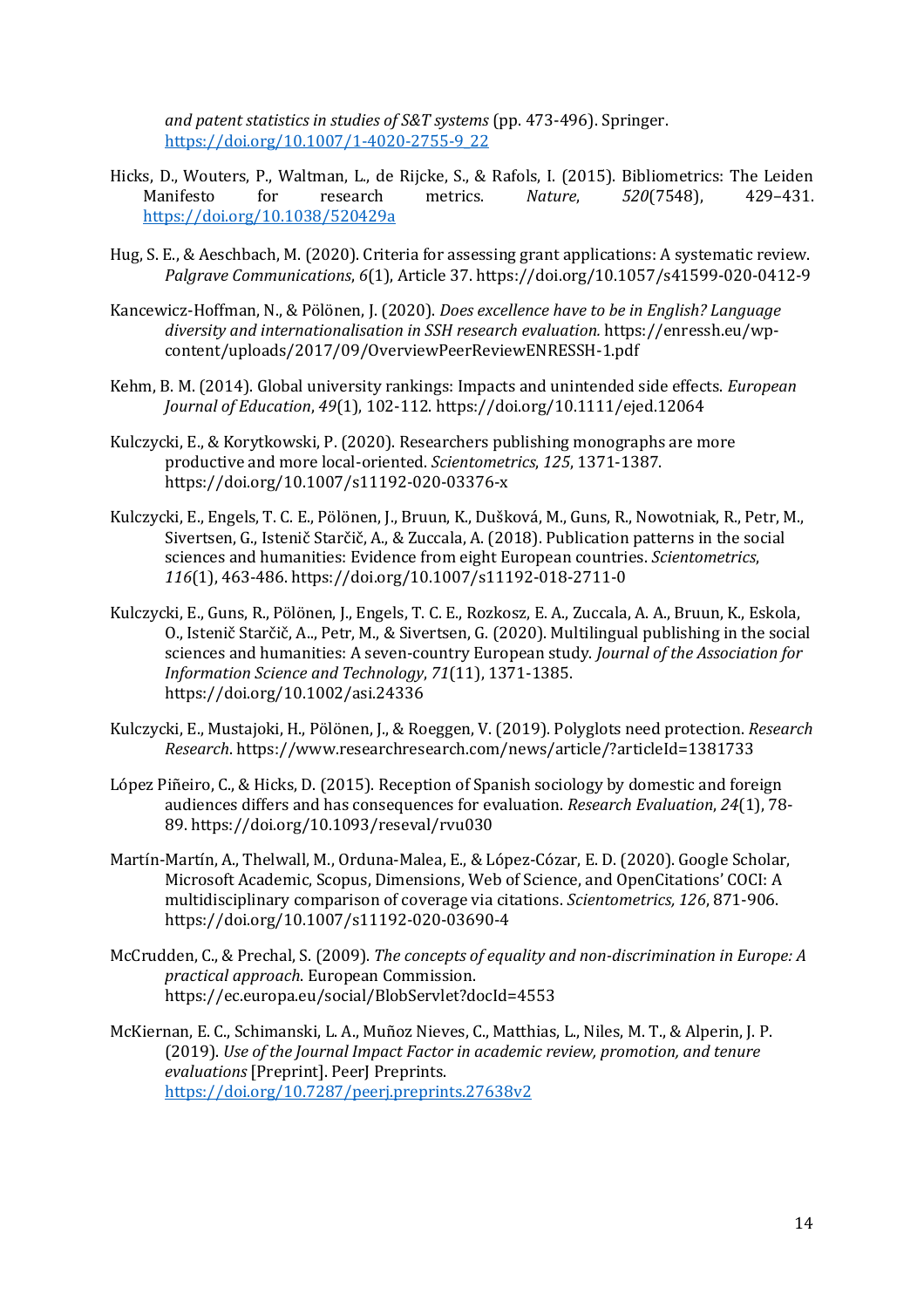*and patent statistics in studies of S&T systems* (pp. 473-496). Springer. https://doi.org/10.1007/1-4020-2755-9_22

Hicks, D., Wouters, P., Waltman, L., de Rijcke, S., & Rafols, I. (2015). Bibliometrics: The Leiden Manifesto for research metrics. *Nature*, *520*(7548), 429–431. https://doi.org/10.1038/520429a

Hug, S. E., & Aeschbach, M. (2020). Criteria for assessing grant applications: A systematic review. *Palgrave Communications*, *6*(1), Article 37. https://doi.org/10.1057/s41599-020-0412-9

Kancewicz-Hoffman, N., & Pölönen, J. (2020). *Does excellence have to be in English? Language diversity and internationalisation in SSH research evaluation.* https://enressh.eu/wp-content/uploads/2017/09/OverviewPeerReviewENRESSH-1.pdf

Kehm, B. M. (2014). Global university rankings: Impacts and unintended side effects. *European Journal of Education*, *49*(1), 102-112. https://doi.org/10.1111/ejed.12064

Kulczycki, E., & Korytkowski, P. (2020). Researchers publishing monographs are more productive and more local-oriented. *Scientometrics*, *125*, 1371-1387. https://doi.org/10.1007/s11192-020-03376-x

Kulczycki, E., Engels, T. C. E., Pölönen, J., Bruun, K., Dušková, M., Guns, R., Nowotniak, R., Petr, M., Sivertsen, G., Istenič Starčič, A., & Zuccala, A. (2018). Publication patterns in the social sciences and humanities: Evidence from eight European countries. *Scientometrics*, *116*(1), 463-486. https://doi.org/10.1007/s11192-018-2711-0

Kulczycki, E., Guns, R., Pölönen, J., Engels, T. C. E., Rozkosz, E. A., Zuccala, A. A., Bruun, K., Eskola, O., Istenič Starčič, A.., Petr, M., & Sivertsen, G. (2020). Multilingual publishing in the social sciences and humanities: A seven-country European study. *Journal of the Association for Information Science and Technology*, *71*(11), 1371-1385. https://doi.org/10.1002/asi.24336

Kulczycki, E., Mustajoki, H., Pölönen, J., & Roeggen, V. (2019). Polyglots need protection. *Research Research*. https://www.researchresearch.com/news/article/?articleId=1381733

López Piñeiro, C., & Hicks, D. (2015). Reception of Spanish sociology by domestic and foreign audiences differs and has consequences for evaluation. *Research Evaluation*, *24*(1), 78-89. https://doi.org/10.1093/reseval/rvu030

Martín-Martín, A., Thelwall, M., Orduna-Malea, E., & López-Cózar, E. D. (2020). Google Scholar, Microsoft Academic, Scopus, Dimensions, Web of Science, and OpenCitations' COCI: A multidisciplinary comparison of coverage via citations. *Scientometrics, 126*, 871-906. https://doi.org/10.1007/s11192-020-03690-4

McCrudden, C., & Prechal, S. (2009). *The concepts of equality and non-discrimination in Europe: A practical approach*. European Commission. https://ec.europa.eu/social/BlobServlet?docId=4553

McKiernan, E. C., Schimanski, L. A., Muñoz Nieves, C., Matthias, L., Niles, M. T., & Alperin, J. P. (2019). *Use of the Journal Impact Factor in academic review, promotion, and tenure evaluations* [Preprint]. PeerJ Preprints. https://doi.org/10.7287/peerj.preprints.27638v2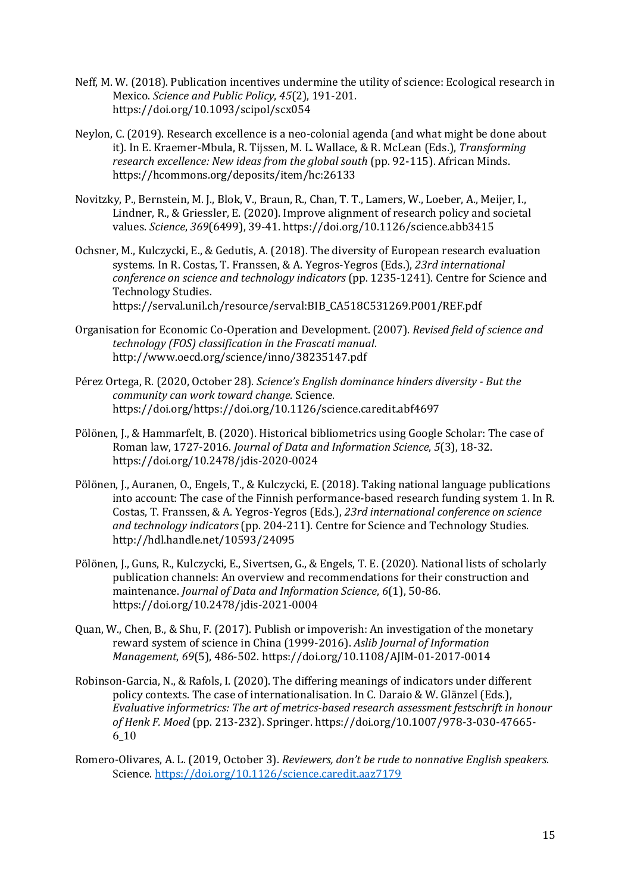Neff, M. W. (2018). Publication incentives undermine the utility of science: Ecological research in Mexico. *Science and Public Policy*, *45*(2), 191-201. https://doi.org/10.1093/scipol/scx054

Neylon, C. (2019). Research excellence is a neo-colonial agenda (and what might be done about it). In E. Kraemer-Mbula, R. Tijssen, M. L. Wallace, & R. McLean (Eds.), *Transforming research excellence: New ideas from the global south* (pp. 92-115). African Minds. https://hcommons.org/deposits/item/hc:26133

Novitzky, P., Bernstein, M. J., Blok, V., Braun, R., Chan, T. T., Lamers, W., Loeber, A., Meijer, I., Lindner, R., & Griessler, E. (2020). Improve alignment of research policy and societal values. *Science*, *369*(6499), 39-41. https://doi.org/10.1126/science.abb3415

Ochsner, M., Kulczycki, E., & Gedutis, A. (2018). The diversity of European research evaluation systems. In R. Costas, T. Franssen, & A. Yegros-Yegros (Eds.), *23rd international conference on science and technology indicators* (pp. 1235-1241). Centre for Science and Technology Studies. https://serval.unil.ch/resource/serval:BIB_CA518C531269.P001/REF.pdf

Organisation for Economic Co-Operation and Development. (2007). *Revised field of science and technology (FOS) classification in the Frascati manual*. http://www.oecd.org/science/inno/38235147.pdf

Pérez Ortega, R. (2020, October 28). *Science's English dominance hinders diversity - But the community can work toward change*. Science. https://doi.org/https://doi.org/10.1126/science.caredit.abf4697

Pölönen, J., & Hammarfelt, B. (2020). Historical bibliometrics using Google Scholar: The case of Roman law, 1727-2016. *Journal of Data and Information Science*, *5*(3), 18-32. https://doi.org/10.2478/jdis-2020-0024

Pölönen, J., Auranen, O., Engels, T., & Kulczycki, E. (2018). Taking national language publications into account: The case of the Finnish performance-based research funding system 1. In R. Costas, T. Franssen, & A. Yegros-Yegros (Eds.), *23rd international conference on science and technology indicators* (pp. 204-211). Centre for Science and Technology Studies. http://hdl.handle.net/10593/24095

Pölönen, J., Guns, R., Kulczycki, E., Sivertsen, G., & Engels, T. E. (2020). National lists of scholarly publication channels: An overview and recommendations for their construction and maintenance. *Journal of Data and Information Science*, *6*(1), 50-86. https://doi.org/10.2478/jdis-2021-0004

Quan, W., Chen, B., & Shu, F. (2017). Publish or impoverish: An investigation of the monetary reward system of science in China (1999-2016). *Aslib Journal of Information Management*, *69*(5), 486-502. https://doi.org/10.1108/AJIM-01-2017-0014

Robinson-Garcia, N., & Rafols, I. (2020). The differing meanings of indicators under different policy contexts. The case of internationalisation. In C. Daraio & W. Glänzel (Eds.), *Evaluative informetrics: The art of metrics-based research assessment festschrift in honour of Henk F. Moed* (pp. 213-232). Springer. https://doi.org/10.1007/978-3-030-47665-6_10

Romero-Olivares, A. L. (2019, October 3). *Reviewers, don't be rude to nonnative English speakers*. Science. https://doi.org/10.1126/science.caredit.aaz7179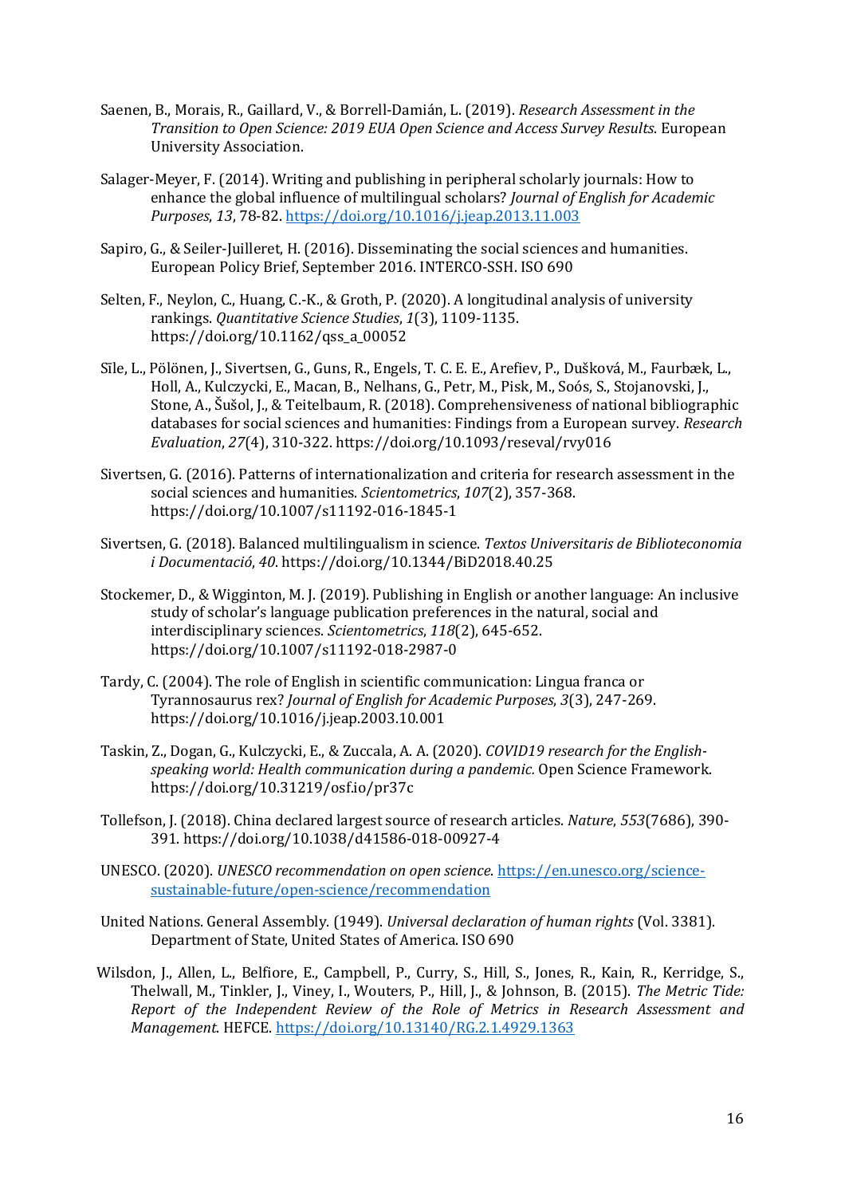Saenen, B., Morais, R., Gaillard, V., & Borrell-Damián, L. (2019). *Research Assessment in the Transition to Open Science: 2019 EUA Open Science and Access Survey Results*. European University Association.

Salager-Meyer, F. (2014). Writing and publishing in peripheral scholarly journals: How to enhance the global influence of multilingual scholars? *Journal of English for Academic Purposes*, *13*, 78-82. https://doi.org/10.1016/j.jeap.2013.11.003

Sapiro, G., & Seiler-Juilleret, H. (2016). Disseminating the social sciences and humanities. European Policy Brief, September 2016. INTERCO-SSH. ISO 690

Selten, F., Neylon, C., Huang, C.-K., & Groth, P. (2020). A longitudinal analysis of university rankings. *Quantitative Science Studies*, *1*(3), 1109-1135. https://doi.org/10.1162/qss_a_00052

Sīle, L., Pölönen, J., Sivertsen, G., Guns, R., Engels, T. C. E. E., Arefiev, P., Dušková, M., Faurbæk, L., Holl, A., Kulczycki, E., Macan, B., Nelhans, G., Petr, M., Pisk, M., Soós, S., Stojanovski, J., Stone, A., Šušol, J., & Teitelbaum, R. (2018). Comprehensiveness of national bibliographic databases for social sciences and humanities: Findings from a European survey. *Research Evaluation*, *27*(4), 310-322. https://doi.org/10.1093/reseval/rvy016

Sivertsen, G. (2016). Patterns of internationalization and criteria for research assessment in the social sciences and humanities. *Scientometrics*, *107*(2), 357-368. https://doi.org/10.1007/s11192-016-1845-1

Sivertsen, G. (2018). Balanced multilingualism in science. *Textos Universitaris de Biblioteconomia i Documentació*, *40*. https://doi.org/10.1344/BiD2018.40.25

Stockemer, D., & Wigginton, M. J. (2019). Publishing in English or another language: An inclusive study of scholar's language publication preferences in the natural, social and interdisciplinary sciences. *Scientometrics*, *118*(2), 645-652. https://doi.org/10.1007/s11192-018-2987-0

Tardy, C. (2004). The role of English in scientific communication: Lingua franca or Tyrannosaurus rex? *Journal of English for Academic Purposes*, *3*(3), 247-269. https://doi.org/10.1016/j.jeap.2003.10.001

Taskin, Z., Dogan, G., Kulczycki, E., & Zuccala, A. A. (2020). *COVID19 research for the English-speaking world: Health communication during a pandemic.* Open Science Framework. https://doi.org/10.31219/osf.io/pr37c

Tollefson, J. (2018). China declared largest source of research articles. *Nature*, *553*(7686), 390-391. https://doi.org/10.1038/d41586-018-00927-4

UNESCO. (2020). *UNESCO recommendation on open science*. https://en.unesco.org/science-sustainable-future/open-science/recommendation

United Nations. General Assembly. (1949). *Universal declaration of human rights* (Vol. 3381). Department of State, United States of America. ISO 690

Wilsdon, J., Allen, L., Belfiore, E., Campbell, P., Curry, S., Hill, S., Jones, R., Kain, R., Kerridge, S., Thelwall, M., Tinkler, J., Viney, I., Wouters, P., Hill, J., & Johnson, B. (2015). *The Metric Tide: Report of the Independent Review of the Role of Metrics in Research Assessment and Management*. HEFCE. https://doi.org/10.13140/RG.2.1.4929.1363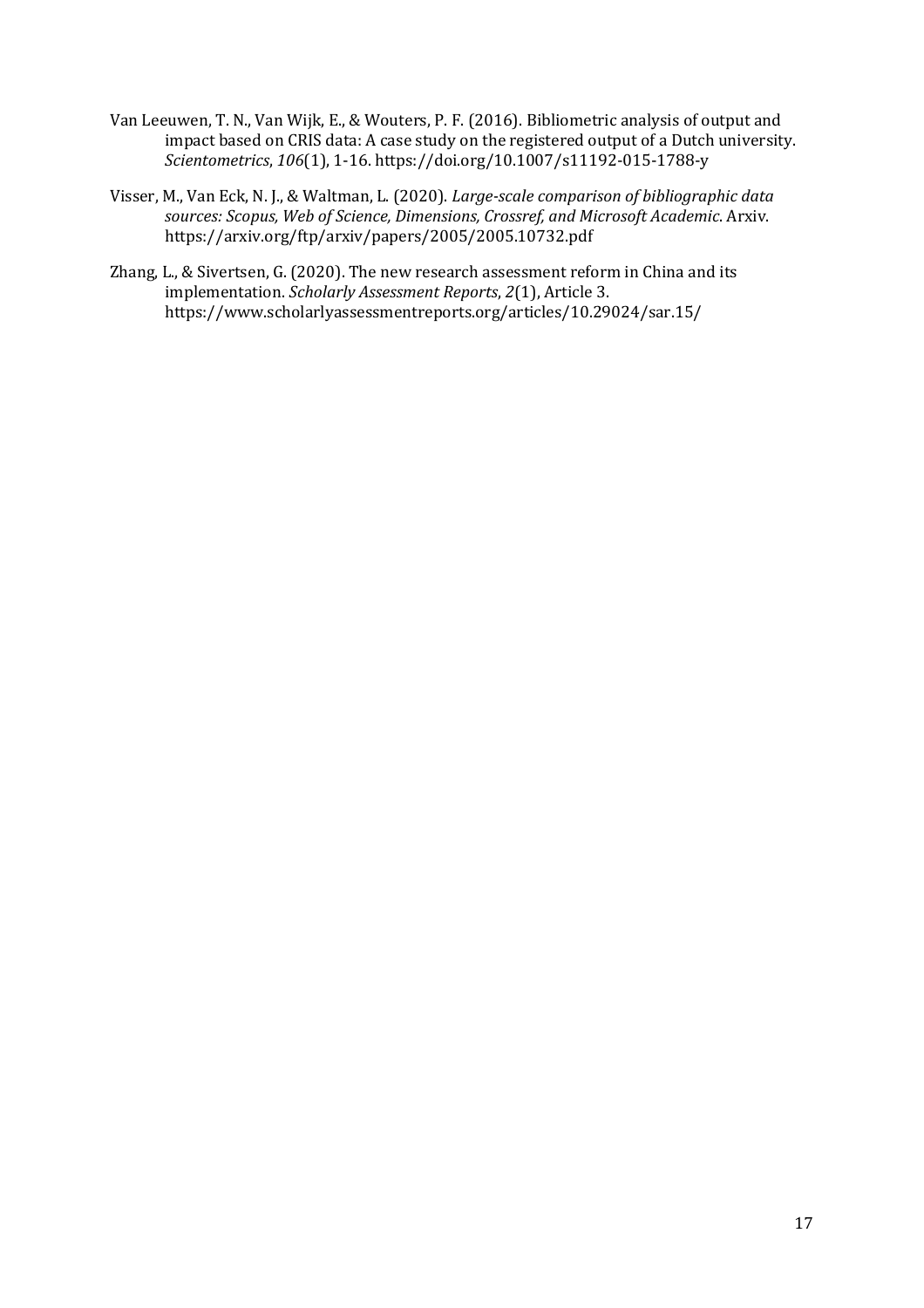Van Leeuwen, T. N., Van Wijk, E., & Wouters, P. F. (2016). Bibliometric analysis of output and impact based on CRIS data: A case study on the registered output of a Dutch university. *Scientometrics*, *106*(1), 1-16. https://doi.org/10.1007/s11192-015-1788-y

Visser, M., Van Eck, N. J., & Waltman, L. (2020). *Large-scale comparison of bibliographic data sources: Scopus, Web of Science, Dimensions, Crossref, and Microsoft Academic*. Arxiv. https://arxiv.org/ftp/arxiv/papers/2005/2005.10732.pdf

Zhang, L., & Sivertsen, G. (2020). The new research assessment reform in China and its implementation. *Scholarly Assessment Reports*, *2*(1), Article 3. https://www.scholarlyassessmentreports.org/articles/10.29024/sar.15/